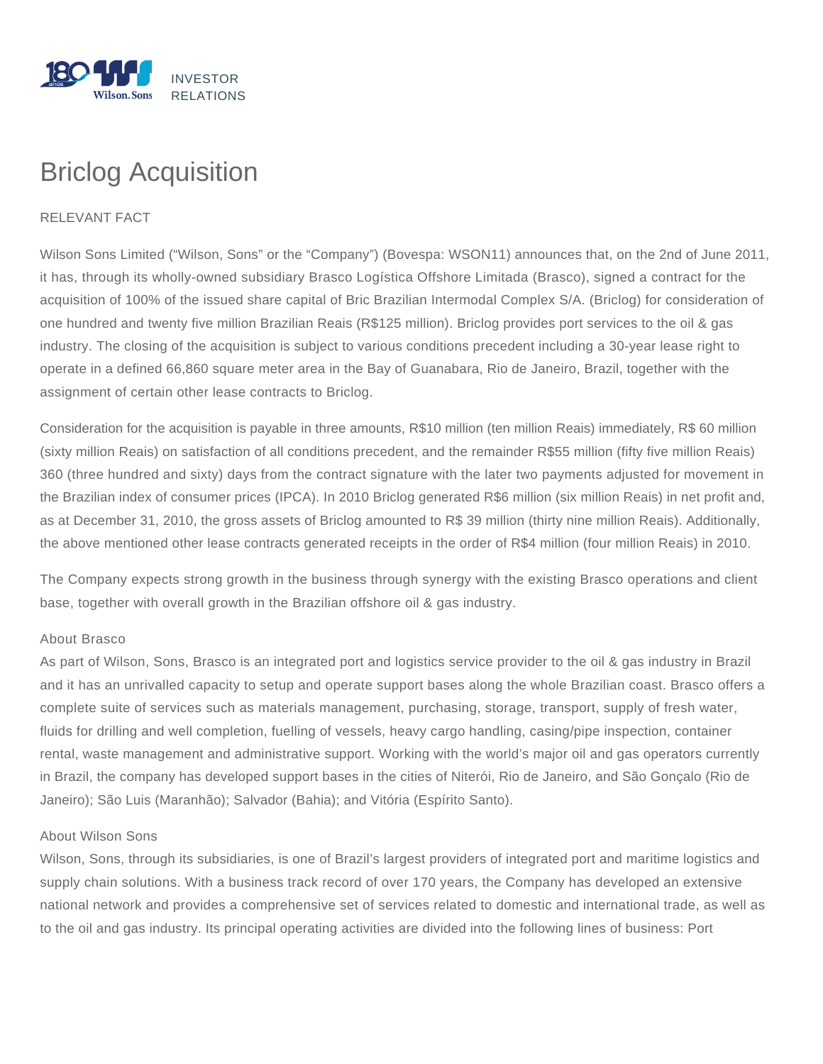INVESTOR RELATIONS

# Briclog Acquisition

RELEVANT FACT

Wilson Sons Limited ("Wilson, Sons" or the "Company") (Bovespa: WSON11) announces that, on the 2nd of June 2011, it has, through its wholly-owned subsidiary Brasco Logística Offshore Limitada (Brasco), signed a contract for the acquisition of 100% of the issued share capital of Bric Brazilian Intermodal Complex S/A. (Briclog) for consideration of one hundred and twenty five million Brazilian Reais (R$125 million). Briclog provides port services to the oil & gas industry. The closing of the acquisition is subject to various conditions precedent including a 30-year lease right to operate in a defined 66,860 square meter area in the Bay of Guanabara, Rio de Janeiro, Brazil, together with the assignment of certain other lease contracts to Briclog.

Consideration for the acquisition is payable in three amounts, R$10 million (ten million Reais) immediately, R$ 60 million (sixty million Reais) on satisfaction of all conditions precedent, and the remainder R$55 million (fifty five million Reais) 360 (three hundred and sixty) days from the contract signature with the later two payments adjusted for movement in the Brazilian index of consumer prices (IPCA). In 2010 Briclog generated R$6 million (six million Reais) in net profit and, as at December 31, 2010, the gross assets of Briclog amounted to R$ 39 million (thirty nine million Reais). Additionally, the above mentioned other lease contracts generated receipts in the order of R$4 million (four million Reais) in 2010.

The Company expects strong growth in the business through synergy with the existing Brasco operations and client base, together with overall growth in the Brazilian offshore oil & gas industry.

About Brasco

As part of Wilson, Sons, Brasco is an integrated port and logistics service provider to the oil & gas industry in Brazil and it has an unrivalled capacity to setup and operate support bases along the whole Brazilian coast. Brasco offers a complete suite of services such as materials management, purchasing, storage, transport, supply of fresh water, fluids for drilling and well completion, fuelling of vessels, heavy cargo handling, casing/pipe inspection, container rental, waste management and administrative support. Working with the world's major oil and gas operators currently in Brazil, the company has developed support bases in the cities of Niterói, Rio de Janeiro, and São Gonçalo (Rio de Janeiro); São Luis (Maranhão); Salvador (Bahia); and Vitória (Espírito Santo).

About Wilson Sons

Wilson, Sons, through its subsidiaries, is one of Brazil's largest providers of integrated port and maritime logistics and supply chain solutions. With a business track record of over 170 years, the Company has developed an extensive national network and provides a comprehensive set of services related to domestic and international trade, as well as to the oil and gas industry. Its principal operating activities are divided into the following lines of business: Port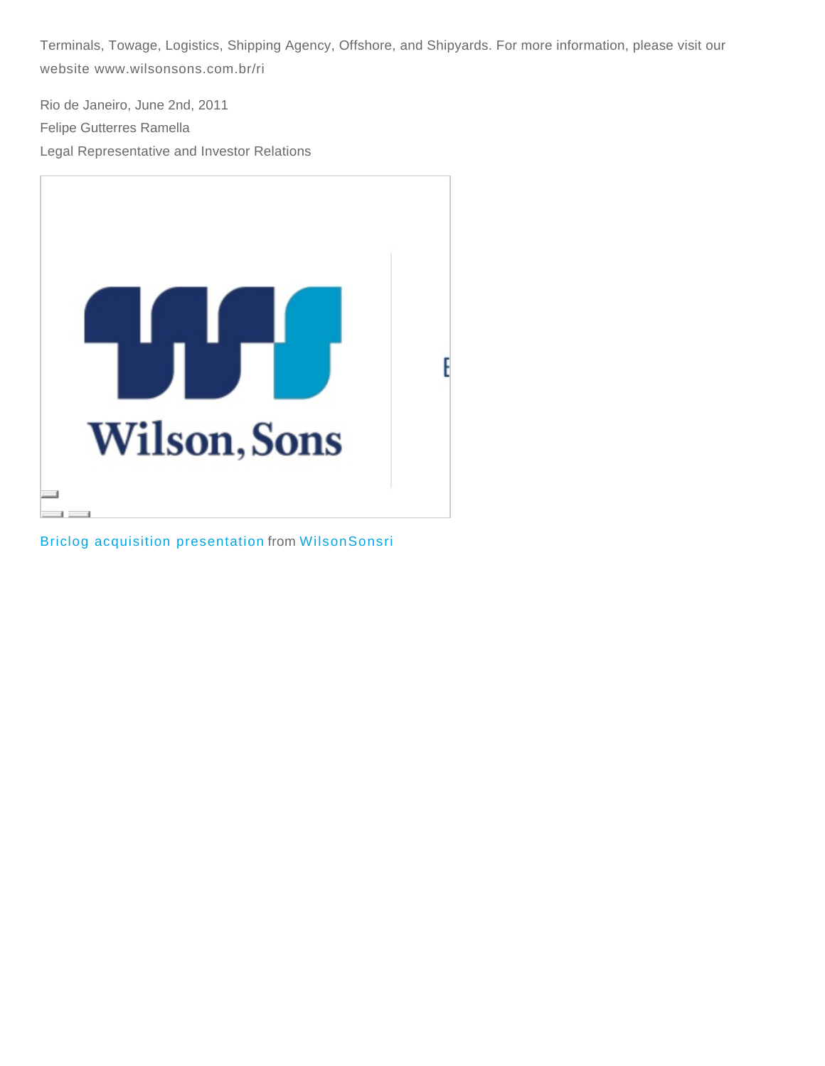Terminals, Towage, Logistics, Shipping Agency, Offshore, and Shipyards. For more information, please visit our website www.wilsonsons.com.br/ri

Rio de Janeiro, June 2nd, 2011

Felipe Gutterres Ramella

Legal Representative and Investor Relations

Briclog acquisition presentation from WilsonSonsri